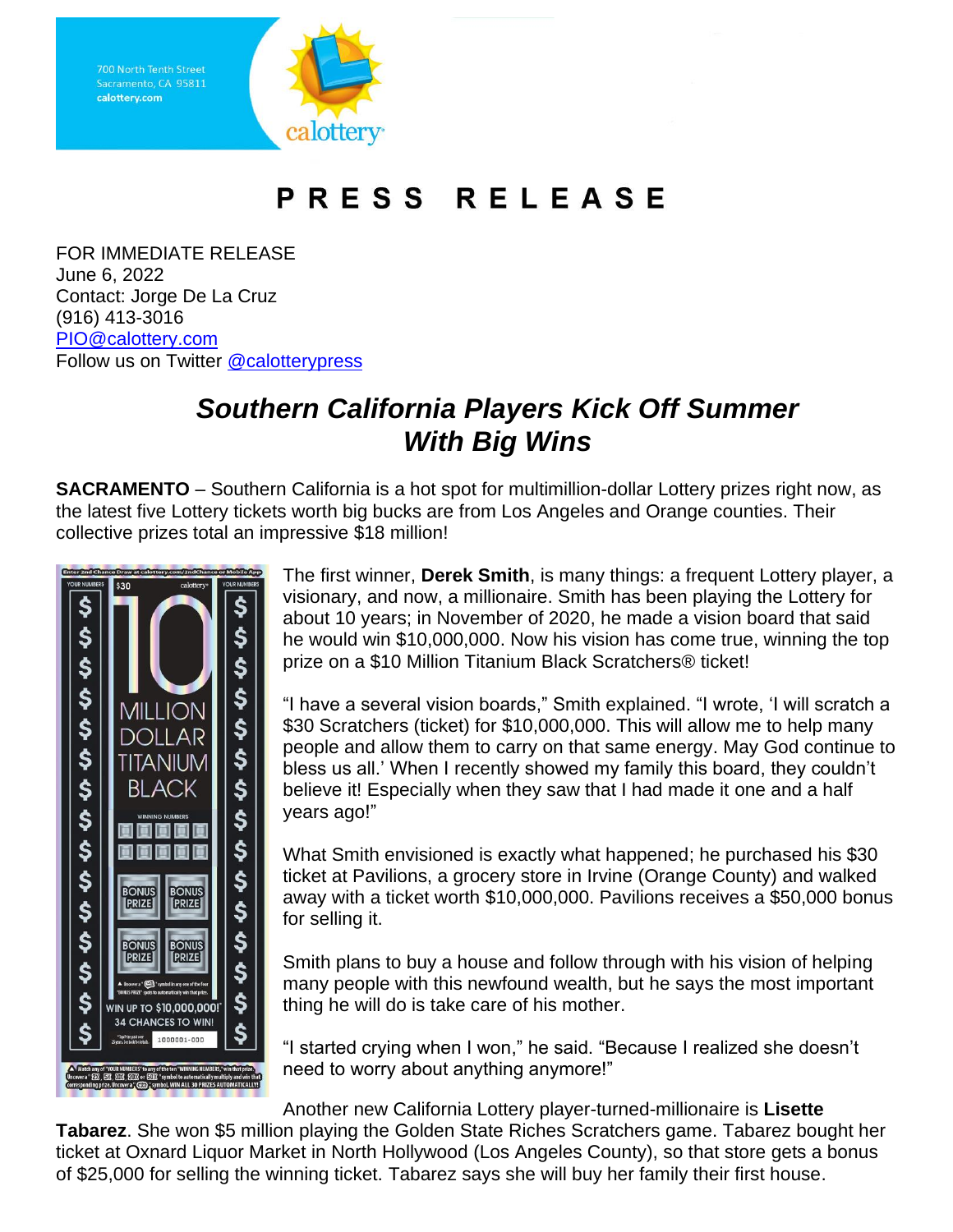700 North Tenth Street
Sacramento, CA 95811
calottery.com

# PRESS RELEASE

FOR IMMEDIATE RELEASE
June 6, 2022
Contact: Jorge De La Cruz
(916) 413-3016
PIO@calottery.com
Follow us on Twitter @calotterypress

## *Southern California Players Kick Off Summer With Big Wins*

**SACRAMENTO** – Southern California is a hot spot for multimillion-dollar Lottery prizes right now, as the latest five Lottery tickets worth big bucks are from Los Angeles and Orange counties. Their collective prizes total an impressive $18 million!

The first winner, **Derek Smith**, is many things: a frequent Lottery player, a visionary, and now, a millionaire. Smith has been playing the Lottery for about 10 years; in November of 2020, he made a vision board that said he would win $10,000,000. Now his vision has come true, winning the top prize on a $10 Million Titanium Black Scratchers® ticket!

"I have a several vision boards," Smith explained. "I wrote, 'I will scratch a $30 Scratchers (ticket) for $10,000,000. This will allow me to help many people and allow them to carry on that same energy. May God continue to bless us all.' When I recently showed my family this board, they couldn't believe it! Especially when they saw that I had made it one and a half years ago!"

What Smith envisioned is exactly what happened; he purchased his $30 ticket at Pavilions, a grocery store in Irvine (Orange County) and walked away with a ticket worth $10,000,000. Pavilions receives a $50,000 bonus for selling it.

Smith plans to buy a house and follow through with his vision of helping many people with this newfound wealth, but he says the most important thing he will do is take care of his mother.

"I started crying when I won," he said. "Because I realized she doesn't need to worry about anything anymore!"

Another new California Lottery player-turned-millionaire is **Lisette Tabarez**. She won $5 million playing the Golden State Riches Scratchers game. Tabarez bought her ticket at Oxnard Liquor Market in North Hollywood (Los Angeles County), so that store gets a bonus of $25,000 for selling the winning ticket. Tabarez says she will buy her family their first house.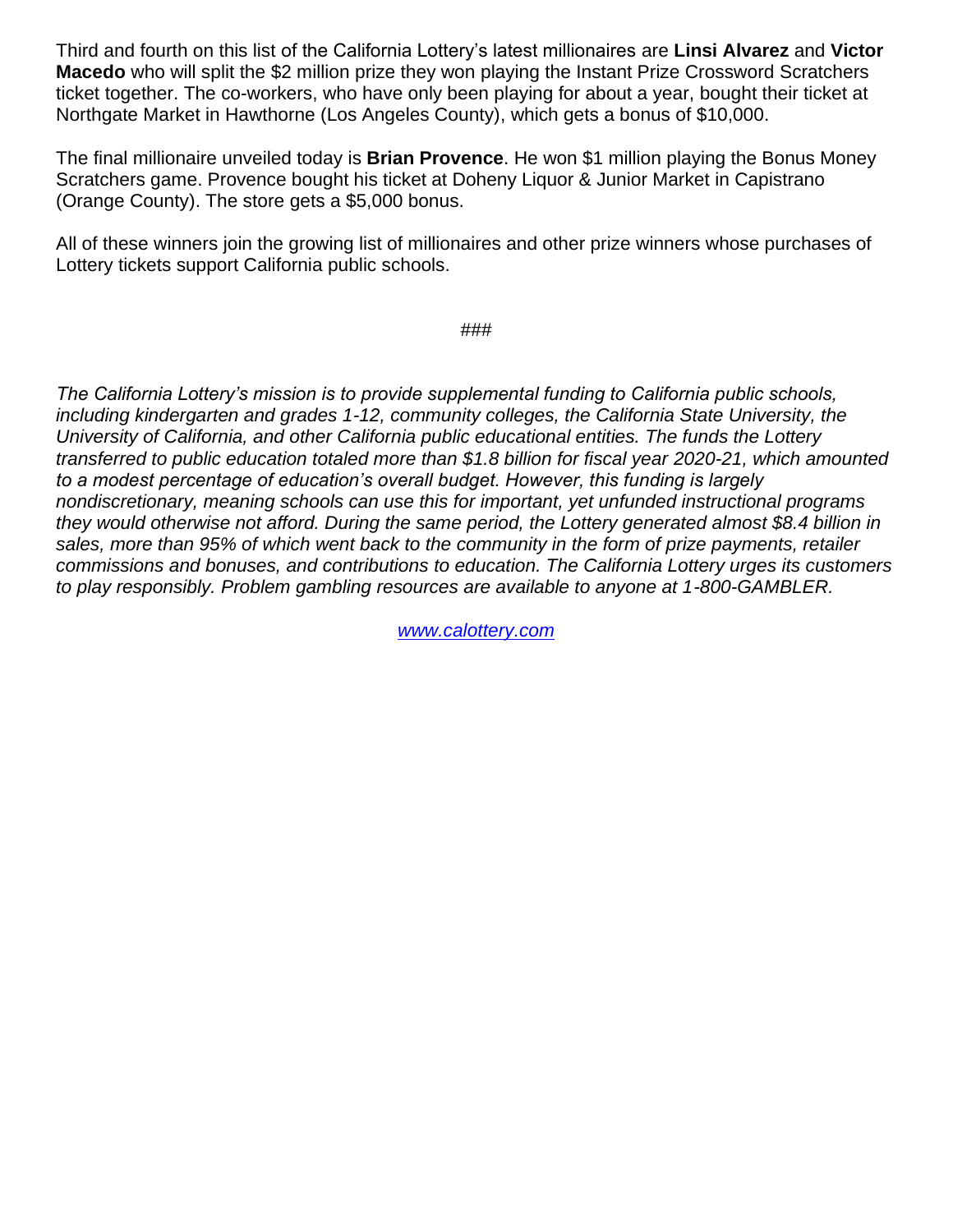Third and fourth on this list of the California Lottery's latest millionaires are **Linsi Alvarez** and **Victor Macedo** who will split the $2 million prize they won playing the Instant Prize Crossword Scratchers ticket together. The co-workers, who have only been playing for about a year, bought their ticket at Northgate Market in Hawthorne (Los Angeles County), which gets a bonus of $10,000.

The final millionaire unveiled today is **Brian Provence**. He won $1 million playing the Bonus Money Scratchers game. Provence bought his ticket at Doheny Liquor & Junior Market in Capistrano (Orange County). The store gets a $5,000 bonus.

All of these winners join the growing list of millionaires and other prize winners whose purchases of Lottery tickets support California public schools.

###

*The California Lottery's mission is to provide supplemental funding to California public schools, including kindergarten and grades 1-12, community colleges, the California State University, the University of California, and other California public educational entities. The funds the Lottery transferred to public education totaled more than $1.8 billion for fiscal year 2020-21, which amounted to a modest percentage of education's overall budget. However, this funding is largely nondiscretionary, meaning schools can use this for important, yet unfunded instructional programs they would otherwise not afford. During the same period, the Lottery generated almost $8.4 billion in sales, more than 95% of which went back to the community in the form of prize payments, retailer commissions and bonuses, and contributions to education. The California Lottery urges its customers to play responsibly. Problem gambling resources are available to anyone at 1-800-GAMBLER.*

[www.calottery.com](http://www.calottery.com)